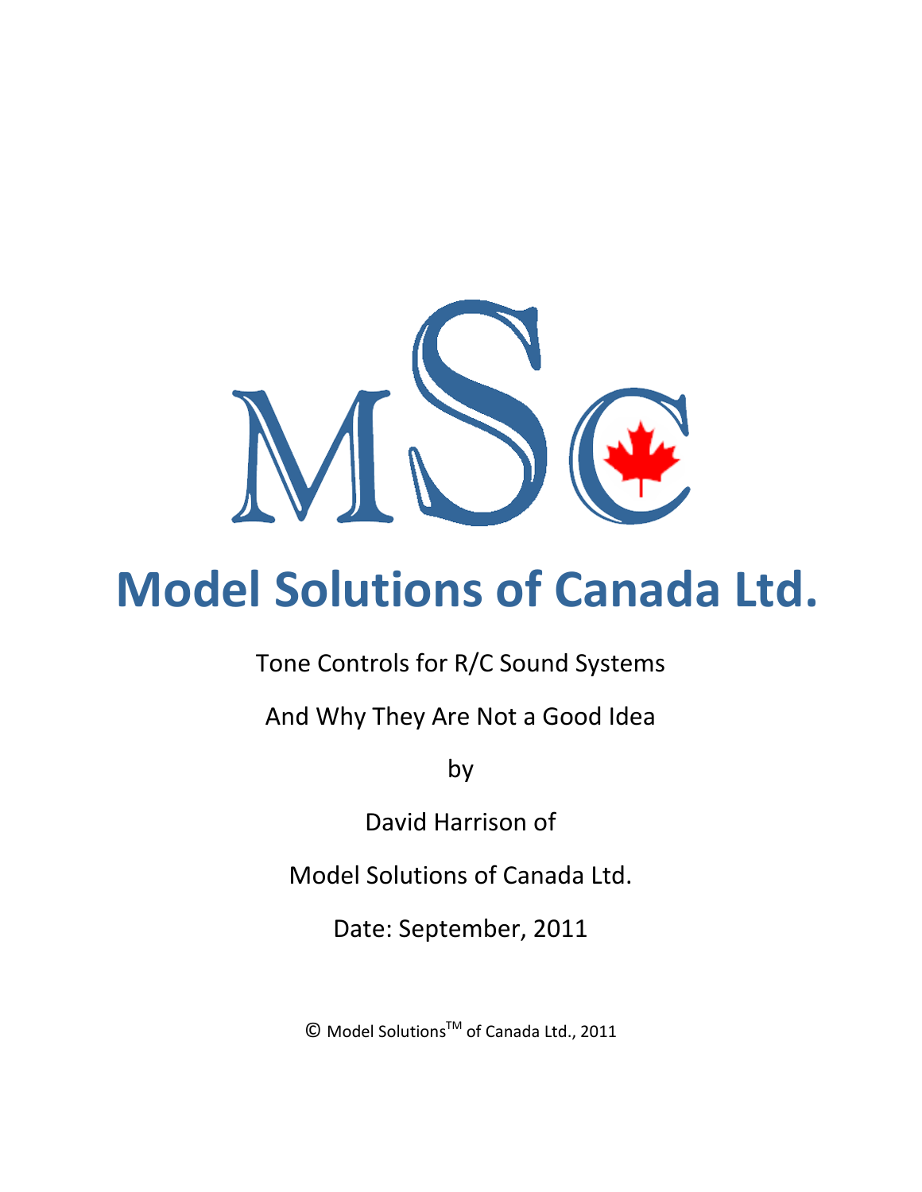# Model Solutions of Canada Ltd.

Tone Controls for R/C Sound Systems

And Why They Are Not a Good Idea

by

David Harrison of

Model Solutions of Canada Ltd.

Date: September, 2011

© Model Solutions™ of Canada Ltd., 2011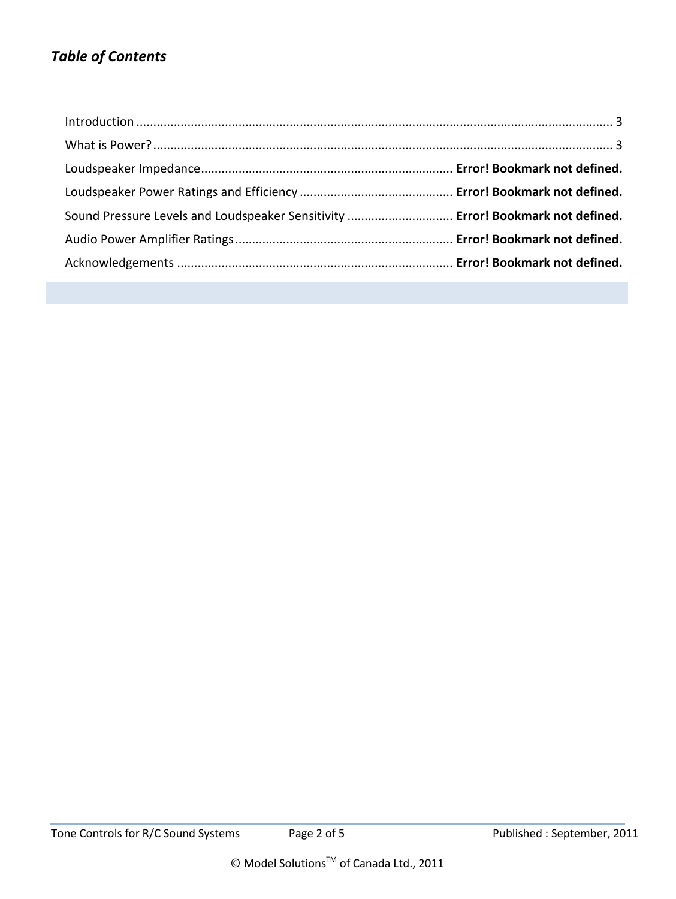## *Table of Contents*

Introduction ........................................................................................................................................... 3

What is Power? ...................................................................................................................................... 3

Loudspeaker Impedance ......................................................................... **Error! Bookmark not defined.**

Loudspeaker Power Ratings and Efficiency ............................................ **Error! Bookmark not defined.**

Sound Pressure Levels and Loudspeaker Sensitivity .............................. **Error! Bookmark not defined.**

Audio Power Amplifier Ratings ............................................................... **Error! Bookmark not defined.**

Acknowledgements ................................................................................ **Error! Bookmark not defined.**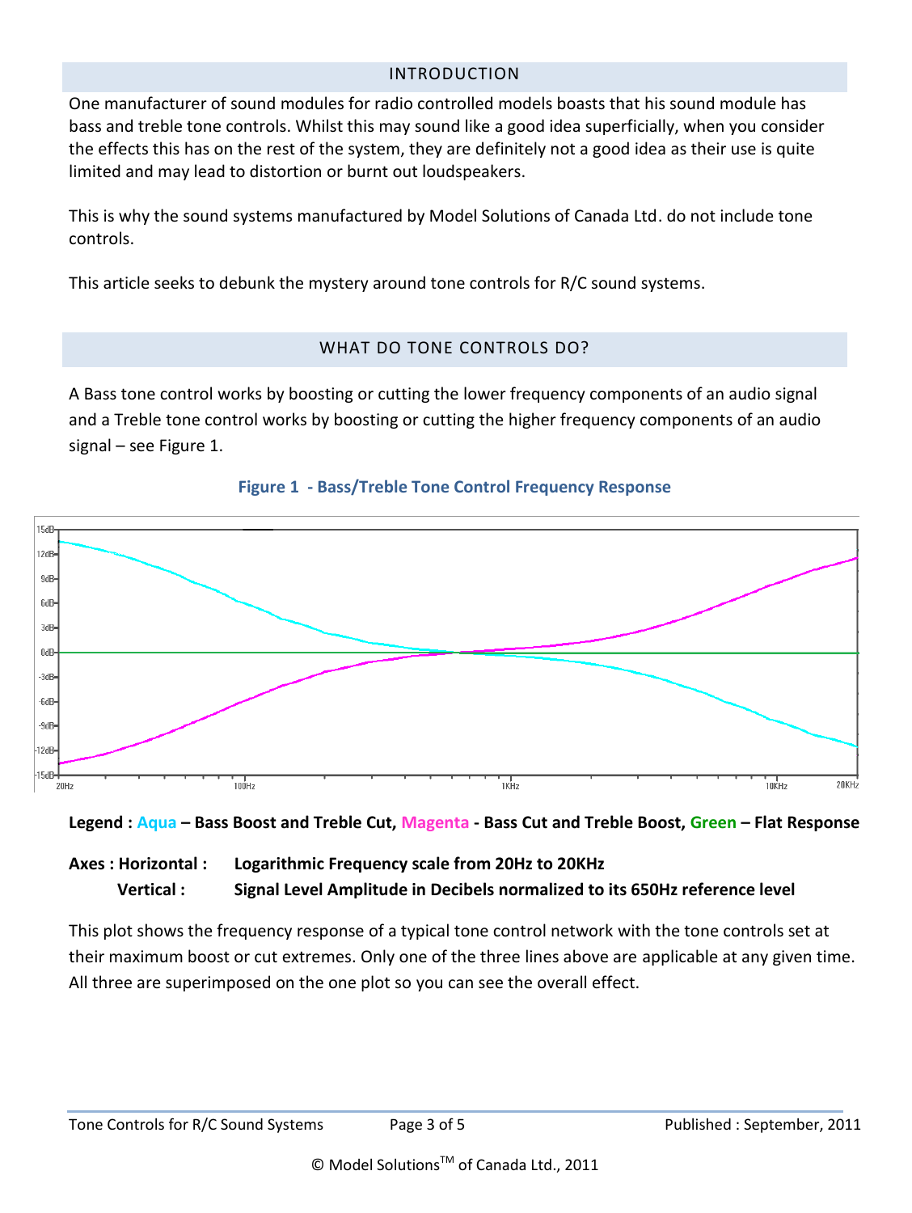## INTRODUCTION

One manufacturer of sound modules for radio controlled models boasts that his sound module has bass and treble tone controls. Whilst this may sound like a good idea superficially, when you consider the effects this has on the rest of the system, they are definitely not a good idea as their use is quite limited and may lead to distortion or burnt out loudspeakers.

This is why the sound systems manufactured by Model Solutions of Canada Ltd. do not include tone controls.

This article seeks to debunk the mystery around tone controls for R/C sound systems.

## WHAT DO TONE CONTROLS DO?

A Bass tone control works by boosting or cutting the lower frequency components of an audio signal and a Treble tone control works by boosting or cutting the higher frequency components of an audio signal – see Figure 1.

**Figure 1 - Bass/Treble Tone Control Frequency Response**

**Legend : Aqua – Bass Boost and Treble Cut, Magenta - Bass Cut and Treble Boost, Green – Flat Response**

**Axes : Horizontal : Logarithmic Frequency scale from 20Hz to 20KHz**
**Vertical : Signal Level Amplitude in Decibels normalized to its 650Hz reference level**

This plot shows the frequency response of a typical tone control network with the tone controls set at their maximum boost or cut extremes. Only one of the three lines above are applicable at any given time. All three are superimposed on the one plot so you can see the overall effect.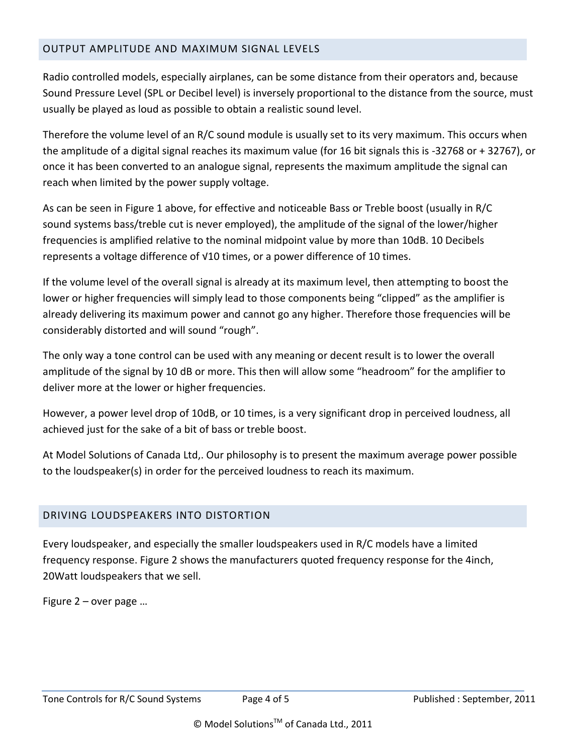## OUTPUT AMPLITUDE AND MAXIMUM SIGNAL LEVELS

Radio controlled models, especially airplanes, can be some distance from their operators and, because Sound Pressure Level (SPL or Decibel level) is inversely proportional to the distance from the source, must usually be played as loud as possible to obtain a realistic sound level.

Therefore the volume level of an R/C sound module is usually set to its very maximum. This occurs when the amplitude of a digital signal reaches its maximum value (for 16 bit signals this is -32768 or + 32767), or once it has been converted to an analogue signal, represents the maximum amplitude the signal can reach when limited by the power supply voltage.

As can be seen in Figure 1 above, for effective and noticeable Bass or Treble boost (usually in R/C sound systems bass/treble cut is never employed), the amplitude of the signal of the lower/higher frequencies is amplified relative to the nominal midpoint value by more than 10dB. 10 Decibels represents a voltage difference of √10 times, or a power difference of 10 times.

If the volume level of the overall signal is already at its maximum level, then attempting to boost the lower or higher frequencies will simply lead to those components being "clipped" as the amplifier is already delivering its maximum power and cannot go any higher. Therefore those frequencies will be considerably distorted and will sound "rough".

The only way a tone control can be used with any meaning or decent result is to lower the overall amplitude of the signal by 10 dB or more. This then will allow some "headroom" for the amplifier to deliver more at the lower or higher frequencies.

However, a power level drop of 10dB, or 10 times, is a very significant drop in perceived loudness, all achieved just for the sake of a bit of bass or treble boost.

At Model Solutions of Canada Ltd,. Our philosophy is to present the maximum average power possible to the loudspeaker(s) in order for the perceived loudness to reach its maximum.

## DRIVING LOUDSPEAKERS INTO DISTORTION

Every loudspeaker, and especially the smaller loudspeakers used in R/C models have a limited frequency response. Figure 2 shows the manufacturers quoted frequency response for the 4inch, 20Watt loudspeakers that we sell.

Figure 2 – over page …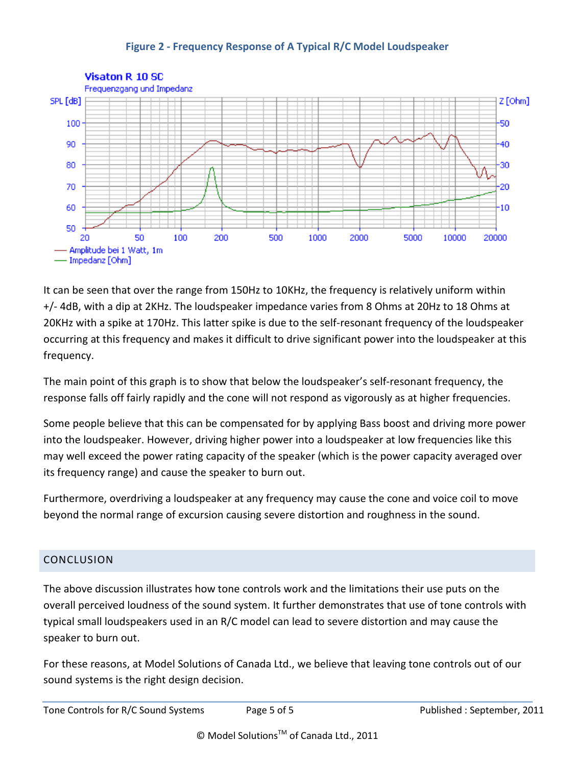**Figure 2 - Frequency Response of A Typical R/C Model Loudspeaker**

Visaton R 10 SC
Frequenzgang und Impedanz
SPL [dB]
Z [Ohm]
100
90
80
70
60
50
50
40
30
20
10
20
50
100
200
500
1000
2000
5000
10000
20000
— Amplitude bei 1 Watt, 1m
— Impedanz [Ohm]

It can be seen that over the range from 150Hz to 10KHz, the frequency is relatively uniform within +/- 4dB, with a dip at 2KHz. The loudspeaker impedance varies from 8 Ohms at 20Hz to 18 Ohms at 20KHz with a spike at 170Hz. This latter spike is due to the self-resonant frequency of the loudspeaker occurring at this frequency and makes it difficult to drive significant power into the loudspeaker at this frequency.

The main point of this graph is to show that below the loudspeaker's self-resonant frequency, the response falls off fairly rapidly and the cone will not respond as vigorously as at higher frequencies.

Some people believe that this can be compensated for by applying Bass boost and driving more power into the loudspeaker. However, driving higher power into a loudspeaker at low frequencies like this may well exceed the power rating capacity of the speaker (which is the power capacity averaged over its frequency range) and cause the speaker to burn out.

Furthermore, overdriving a loudspeaker at any frequency may cause the cone and voice coil to move beyond the normal range of excursion causing severe distortion and roughness in the sound.

## CONCLUSION

The above discussion illustrates how tone controls work and the limitations their use puts on the overall perceived loudness of the sound system. It further demonstrates that use of tone controls with typical small loudspeakers used in an R/C model can lead to severe distortion and may cause the speaker to burn out.

For these reasons, at Model Solutions of Canada Ltd., we believe that leaving tone controls out of our sound systems is the right design decision.